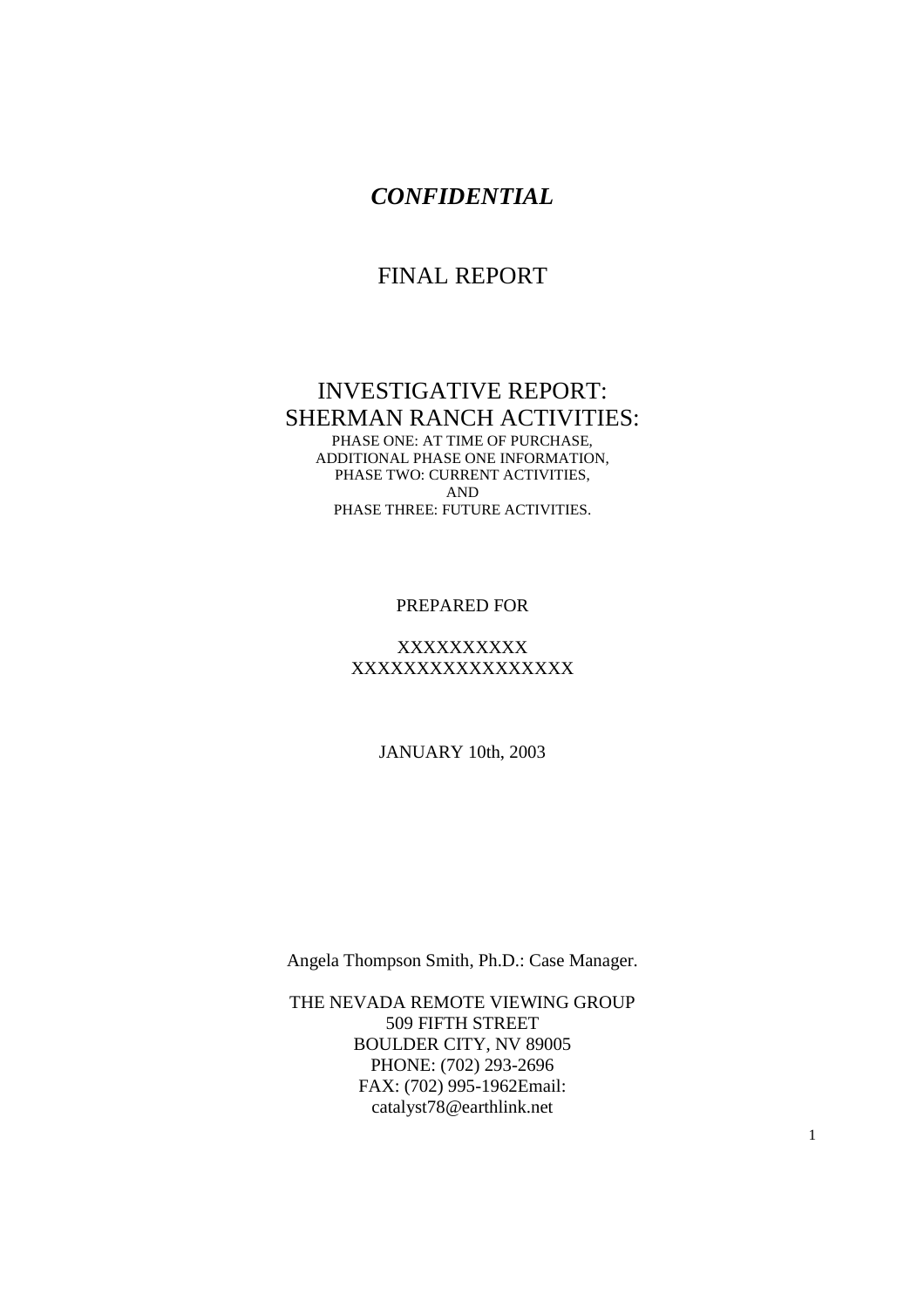***CONFIDENTIAL***

# FINAL REPORT

# INVESTIGATIVE REPORT: SHERMAN RANCH ACTIVITIES:

PHASE ONE: AT TIME OF PURCHASE,
ADDITIONAL PHASE ONE INFORMATION,
PHASE TWO: CURRENT ACTIVITIES,
AND
PHASE THREE: FUTURE ACTIVITIES.

PREPARED FOR

XXXXXXXXXX
XXXXXXXXXXXXXXXXX

JANUARY 10th, 2003

Angela Thompson Smith, Ph.D.: Case Manager.

THE NEVADA REMOTE VIEWING GROUP
509 FIFTH STREET
BOULDER CITY, NV 89005
PHONE: (702) 293-2696
FAX: (702) 995-1962Email:
catalyst78@earthlink.net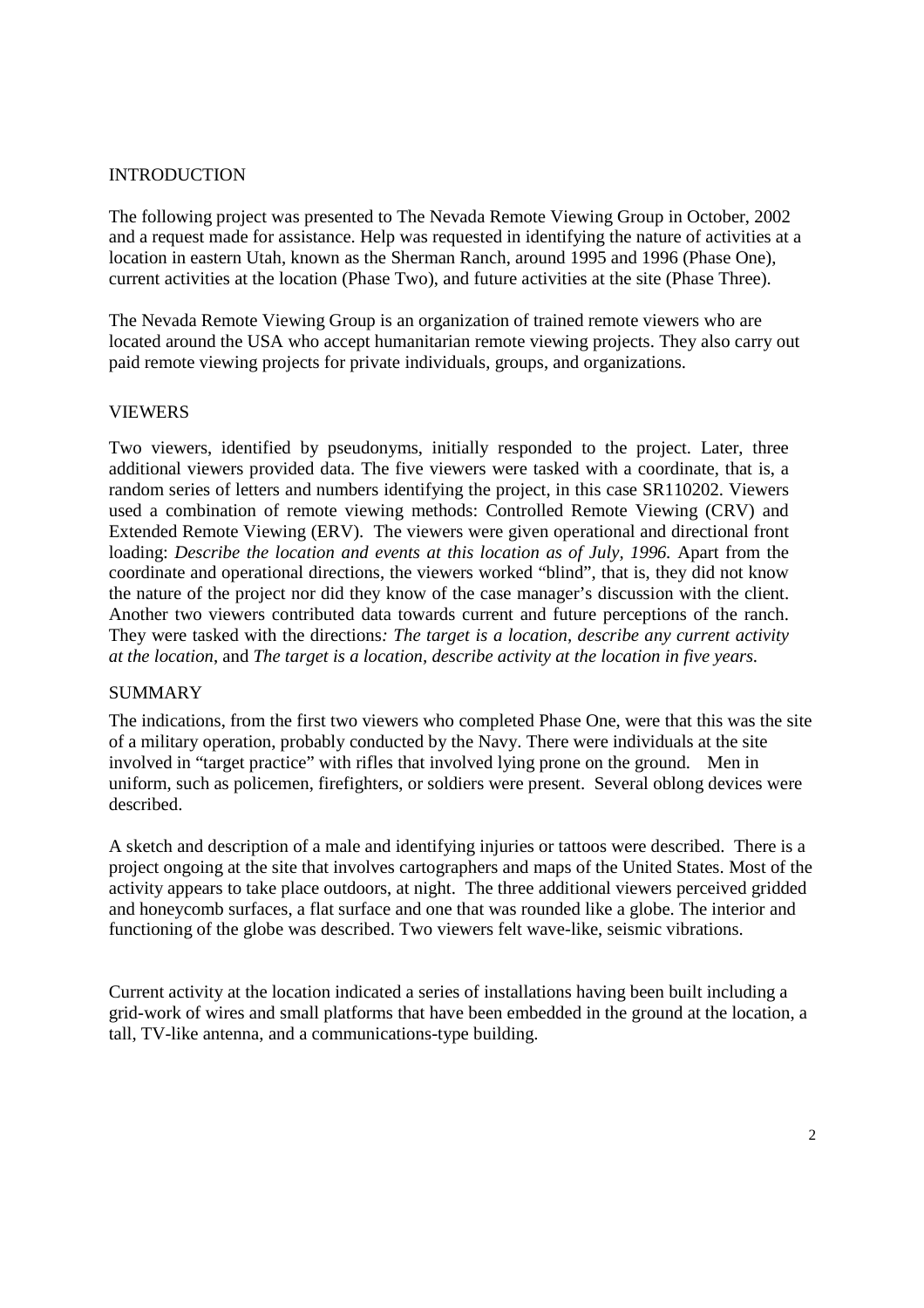## INTRODUCTION

The following project was presented to The Nevada Remote Viewing Group in October, 2002 and a request made for assistance. Help was requested in identifying the nature of activities at a location in eastern Utah, known as the Sherman Ranch, around 1995 and 1996 (Phase One), current activities at the location (Phase Two), and future activities at the site (Phase Three).

The Nevada Remote Viewing Group is an organization of trained remote viewers who are located around the USA who accept humanitarian remote viewing projects. They also carry out paid remote viewing projects for private individuals, groups, and organizations.

## VIEWERS

Two viewers, identified by pseudonyms, initially responded to the project. Later, three additional viewers provided data. The five viewers were tasked with a coordinate, that is, a random series of letters and numbers identifying the project, in this case SR110202. Viewers used a combination of remote viewing methods: Controlled Remote Viewing (CRV) and Extended Remote Viewing (ERV). The viewers were given operational and directional front loading: *Describe the location and events at this location as of July, 1996.* Apart from the coordinate and operational directions, the viewers worked "blind", that is, they did not know the nature of the project nor did they know of the case manager's discussion with the client. Another two viewers contributed data towards current and future perceptions of the ranch. They were tasked with the directions*: The target is a location, describe any current activity at the location*, and *The target is a location, describe activity at the location in five years.*

## SUMMARY

The indications, from the first two viewers who completed Phase One, were that this was the site of a military operation, probably conducted by the Navy. There were individuals at the site involved in "target practice" with rifles that involved lying prone on the ground. Men in uniform, such as policemen, firefighters, or soldiers were present. Several oblong devices were described.

A sketch and description of a male and identifying injuries or tattoos were described. There is a project ongoing at the site that involves cartographers and maps of the United States. Most of the activity appears to take place outdoors, at night. The three additional viewers perceived gridded and honeycomb surfaces, a flat surface and one that was rounded like a globe. The interior and functioning of the globe was described. Two viewers felt wave-like, seismic vibrations.

Current activity at the location indicated a series of installations having been built including a grid-work of wires and small platforms that have been embedded in the ground at the location, a tall, TV-like antenna, and a communications-type building.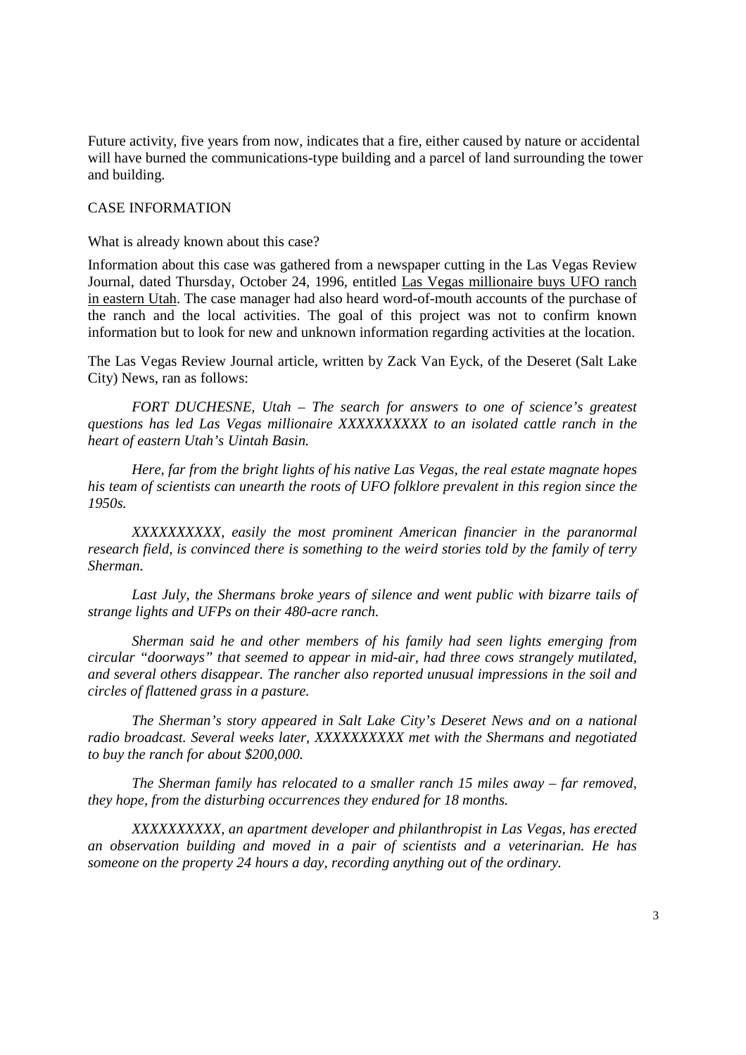Future activity, five years from now, indicates that a fire, either caused by nature or accidental will have burned the communications-type building and a parcel of land surrounding the tower and building.

## CASE INFORMATION

What is already known about this case?

Information about this case was gathered from a newspaper cutting in the Las Vegas Review Journal, dated Thursday, October 24, 1996, entitled <u>Las Vegas millionaire buys UFO ranch in eastern Utah</u>. The case manager had also heard word-of-mouth accounts of the purchase of the ranch and the local activities. The goal of this project was not to confirm known information but to look for new and unknown information regarding activities at the location.

The Las Vegas Review Journal article, written by Zack Van Eyck, of the Deseret (Salt Lake City) News, ran as follows:

> *FORT DUCHESNE, Utah – The search for answers to one of science's greatest questions has led Las Vegas millionaire XXXXXXXXXX to an isolated cattle ranch in the heart of eastern Utah's Uintah Basin.*
>
> *Here, far from the bright lights of his native Las Vegas, the real estate magnate hopes his team of scientists can unearth the roots of UFO folklore prevalent in this region since the 1950s.*
>
> *XXXXXXXXXX, easily the most prominent American financier in the paranormal research field, is convinced there is something to the weird stories told by the family of terry Sherman.*
>
> *Last July, the Shermans broke years of silence and went public with bizarre tails of strange lights and UFPs on their 480-acre ranch.*
>
> *Sherman said he and other members of his family had seen lights emerging from circular "doorways" that seemed to appear in mid-air, had three cows strangely mutilated, and several others disappear. The rancher also reported unusual impressions in the soil and circles of flattened grass in a pasture.*
>
> *The Sherman's story appeared in Salt Lake City's Deseret News and on a national radio broadcast. Several weeks later, XXXXXXXXXX met with the Shermans and negotiated to buy the ranch for about $200,000.*
>
> *The Sherman family has relocated to a smaller ranch 15 miles away – far removed, they hope, from the disturbing occurrences they endured for 18 months.*
>
> *XXXXXXXXXX, an apartment developer and philanthropist in Las Vegas, has erected an observation building and moved in a pair of scientists and a veterinarian. He has someone on the property 24 hours a day, recording anything out of the ordinary.*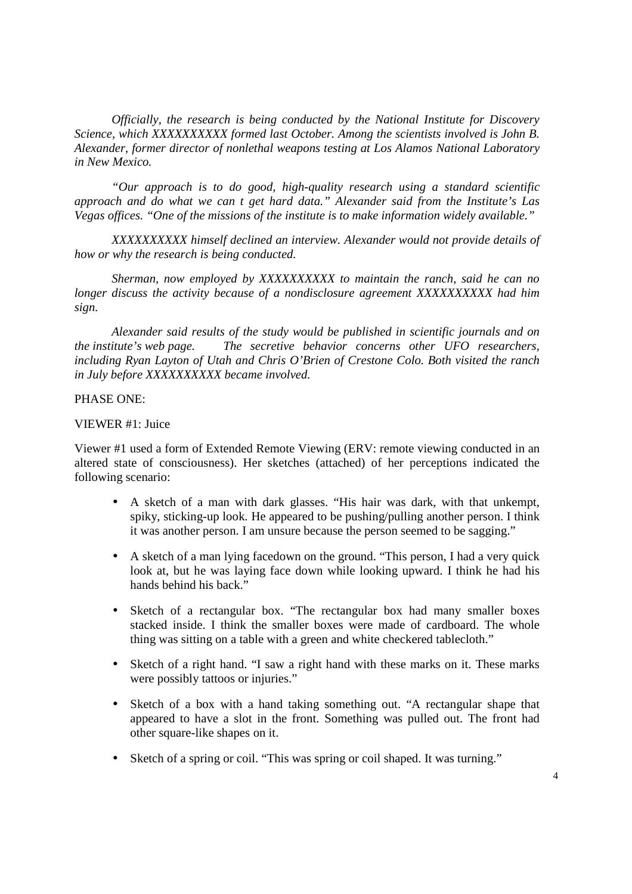*Officially, the research is being conducted by the National Institute for Discovery Science, which XXXXXXXXXX formed last October. Among the scientists involved is John B. Alexander, former director of nonlethal weapons testing at Los Alamos National Laboratory in New Mexico.*

*"Our approach is to do good, high-quality research using a standard scientific approach and do what we can t get hard data." Alexander said from the Institute's Las Vegas offices. "One of the missions of the institute is to make information widely available."*

*XXXXXXXXXX himself declined an interview. Alexander would not provide details of how or why the research is being conducted.*

*Sherman, now employed by XXXXXXXXXX to maintain the ranch, said he can no longer discuss the activity because of a nondisclosure agreement XXXXXXXXXX had him sign.*

*Alexander said results of the study would be published in scientific journals and on the institute's web page. The secretive behavior concerns other UFO researchers, including Ryan Layton of Utah and Chris O'Brien of Crestone Colo. Both visited the ranch in July before XXXXXXXXXX became involved.*

PHASE ONE:

VIEWER #1: Juice

Viewer #1 used a form of Extended Remote Viewing (ERV: remote viewing conducted in an altered state of consciousness). Her sketches (attached) of her perceptions indicated the following scenario:

- A sketch of a man with dark glasses. "His hair was dark, with that unkempt, spiky, sticking-up look. He appeared to be pushing/pulling another person. I think it was another person. I am unsure because the person seemed to be sagging."
- A sketch of a man lying facedown on the ground. "This person, I had a very quick look at, but he was laying face down while looking upward. I think he had his hands behind his back."
- Sketch of a rectangular box. "The rectangular box had many smaller boxes stacked inside. I think the smaller boxes were made of cardboard. The whole thing was sitting on a table with a green and white checkered tablecloth."
- Sketch of a right hand. "I saw a right hand with these marks on it. These marks were possibly tattoos or injuries."
- Sketch of a box with a hand taking something out. "A rectangular shape that appeared to have a slot in the front. Something was pulled out. The front had other square-like shapes on it.
- Sketch of a spring or coil. "This was spring or coil shaped. It was turning."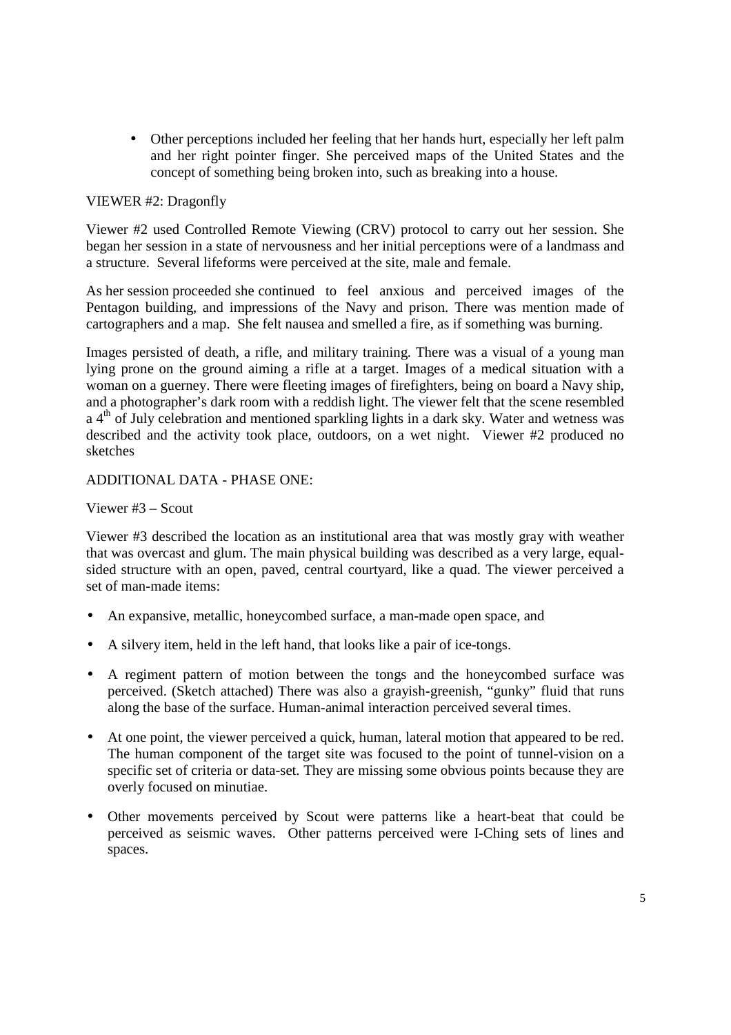- Other perceptions included her feeling that her hands hurt, especially her left palm and her right pointer finger. She perceived maps of the United States and the concept of something being broken into, such as breaking into a house.

VIEWER #2: Dragonfly

Viewer #2 used Controlled Remote Viewing (CRV) protocol to carry out her session. She began her session in a state of nervousness and her initial perceptions were of a landmass and a structure. Several lifeforms were perceived at the site, male and female.

As her session proceeded she continued to feel anxious and perceived images of the Pentagon building, and impressions of the Navy and prison. There was mention made of cartographers and a map. She felt nausea and smelled a fire, as if something was burning.

Images persisted of death, a rifle, and military training. There was a visual of a young man lying prone on the ground aiming a rifle at a target. Images of a medical situation with a woman on a guerney. There were fleeting images of firefighters, being on board a Navy ship, and a photographer's dark room with a reddish light. The viewer felt that the scene resembled a 4th of July celebration and mentioned sparkling lights in a dark sky. Water and wetness was described and the activity took place, outdoors, on a wet night. Viewer #2 produced no sketches

ADDITIONAL DATA - PHASE ONE:

Viewer #3 – Scout

Viewer #3 described the location as an institutional area that was mostly gray with weather that was overcast and glum. The main physical building was described as a very large, equal-sided structure with an open, paved, central courtyard, like a quad. The viewer perceived a set of man-made items:

- An expansive, metallic, honeycombed surface, a man-made open space, and
- A silvery item, held in the left hand, that looks like a pair of ice-tongs.
- A regiment pattern of motion between the tongs and the honeycombed surface was perceived. (Sketch attached) There was also a grayish-greenish, "gunky" fluid that runs along the base of the surface. Human-animal interaction perceived several times.
- At one point, the viewer perceived a quick, human, lateral motion that appeared to be red. The human component of the target site was focused to the point of tunnel-vision on a specific set of criteria or data-set. They are missing some obvious points because they are overly focused on minutiae.
- Other movements perceived by Scout were patterns like a heart-beat that could be perceived as seismic waves. Other patterns perceived were I-Ching sets of lines and spaces.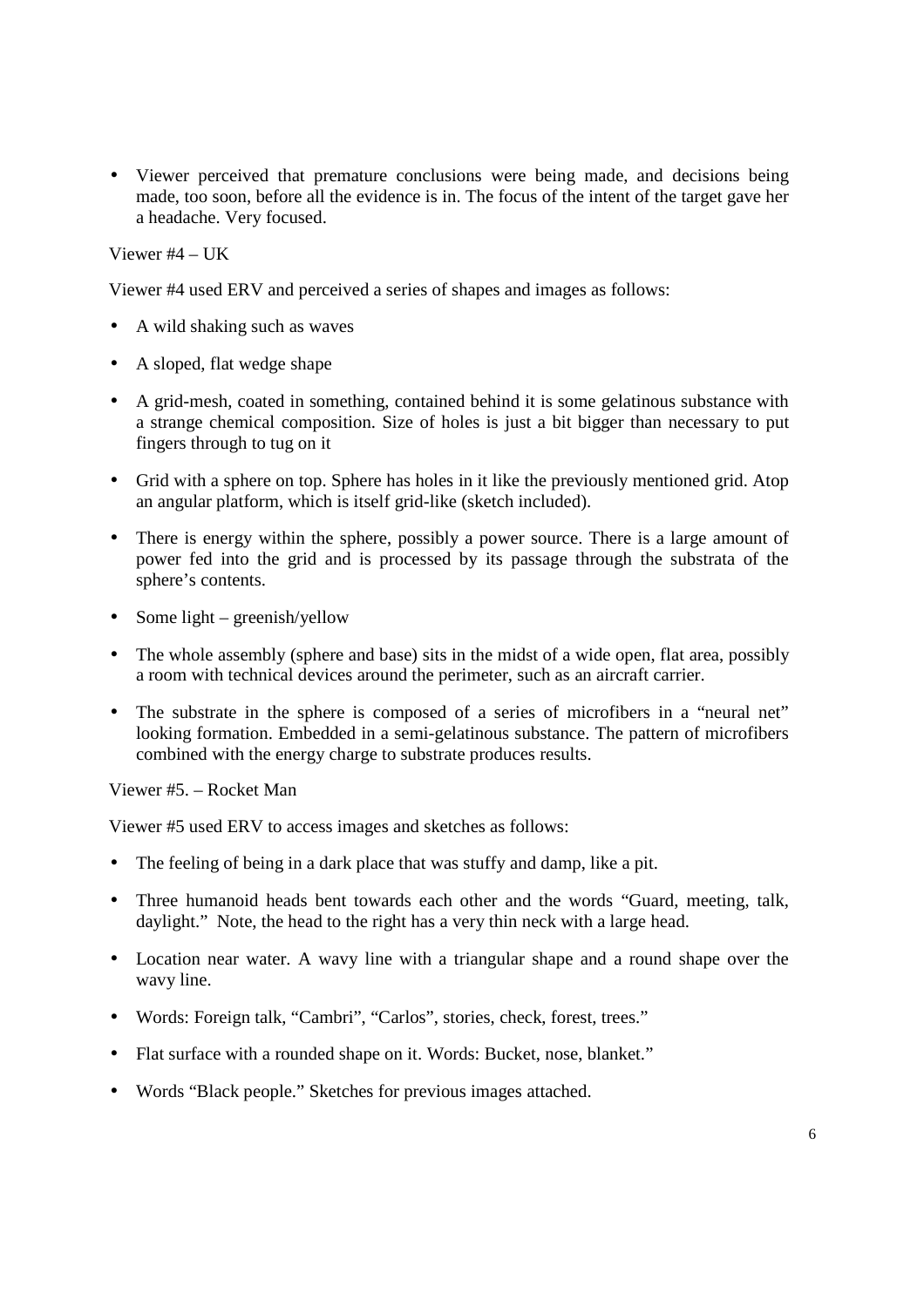- Viewer perceived that premature conclusions were being made, and decisions being made, too soon, before all the evidence is in. The focus of the intent of the target gave her a headache. Very focused.

Viewer #4 – UK

Viewer #4 used ERV and perceived a series of shapes and images as follows:

- A wild shaking such as waves
- A sloped, flat wedge shape
- A grid-mesh, coated in something, contained behind it is some gelatinous substance with a strange chemical composition. Size of holes is just a bit bigger than necessary to put fingers through to tug on it
- Grid with a sphere on top. Sphere has holes in it like the previously mentioned grid. Atop an angular platform, which is itself grid-like (sketch included).
- There is energy within the sphere, possibly a power source. There is a large amount of power fed into the grid and is processed by its passage through the substrata of the sphere's contents.
- Some light – greenish/yellow
- The whole assembly (sphere and base) sits in the midst of a wide open, flat area, possibly a room with technical devices around the perimeter, such as an aircraft carrier.
- The substrate in the sphere is composed of a series of microfibers in a "neural net" looking formation. Embedded in a semi-gelatinous substance. The pattern of microfibers combined with the energy charge to substrate produces results.

Viewer #5. – Rocket Man

Viewer #5 used ERV to access images and sketches as follows:

- The feeling of being in a dark place that was stuffy and damp, like a pit.
- Three humanoid heads bent towards each other and the words "Guard, meeting, talk, daylight." Note, the head to the right has a very thin neck with a large head.
- Location near water. A wavy line with a triangular shape and a round shape over the wavy line.
- Words: Foreign talk, "Cambri", "Carlos", stories, check, forest, trees."
- Flat surface with a rounded shape on it. Words: Bucket, nose, blanket."
- Words "Black people." Sketches for previous images attached.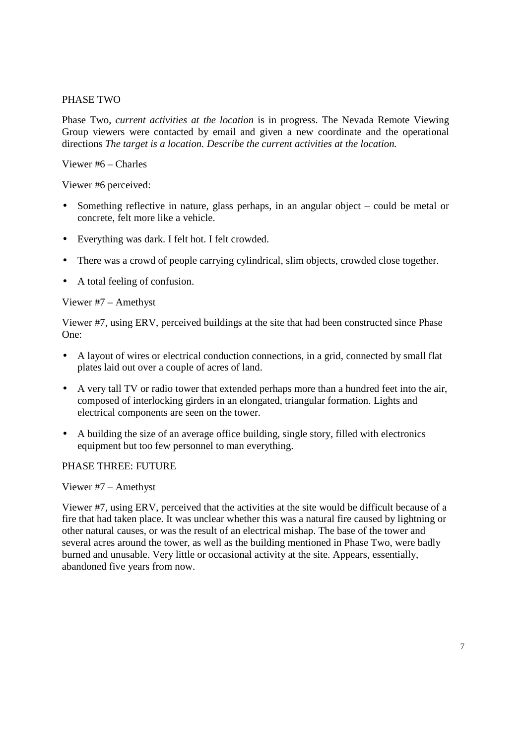## PHASE TWO

Phase Two, *current activities at the location* is in progress. The Nevada Remote Viewing Group viewers were contacted by email and given a new coordinate and the operational directions *The target is a location. Describe the current activities at the location.*

Viewer #6 – Charles

Viewer #6 perceived:

- Something reflective in nature, glass perhaps, in an angular object – could be metal or concrete, felt more like a vehicle.
- Everything was dark. I felt hot. I felt crowded.
- There was a crowd of people carrying cylindrical, slim objects, crowded close together.
- A total feeling of confusion.

Viewer #7 – Amethyst

Viewer #7, using ERV, perceived buildings at the site that had been constructed since Phase One:

- A layout of wires or electrical conduction connections, in a grid, connected by small flat plates laid out over a couple of acres of land.
- A very tall TV or radio tower that extended perhaps more than a hundred feet into the air, composed of interlocking girders in an elongated, triangular formation. Lights and electrical components are seen on the tower.
- A building the size of an average office building, single story, filled with electronics equipment but too few personnel to man everything.

## PHASE THREE: FUTURE

Viewer #7 – Amethyst

Viewer #7, using ERV, perceived that the activities at the site would be difficult because of a fire that had taken place. It was unclear whether this was a natural fire caused by lightning or other natural causes, or was the result of an electrical mishap. The base of the tower and several acres around the tower, as well as the building mentioned in Phase Two, were badly burned and unusable. Very little or occasional activity at the site. Appears, essentially, abandoned five years from now.